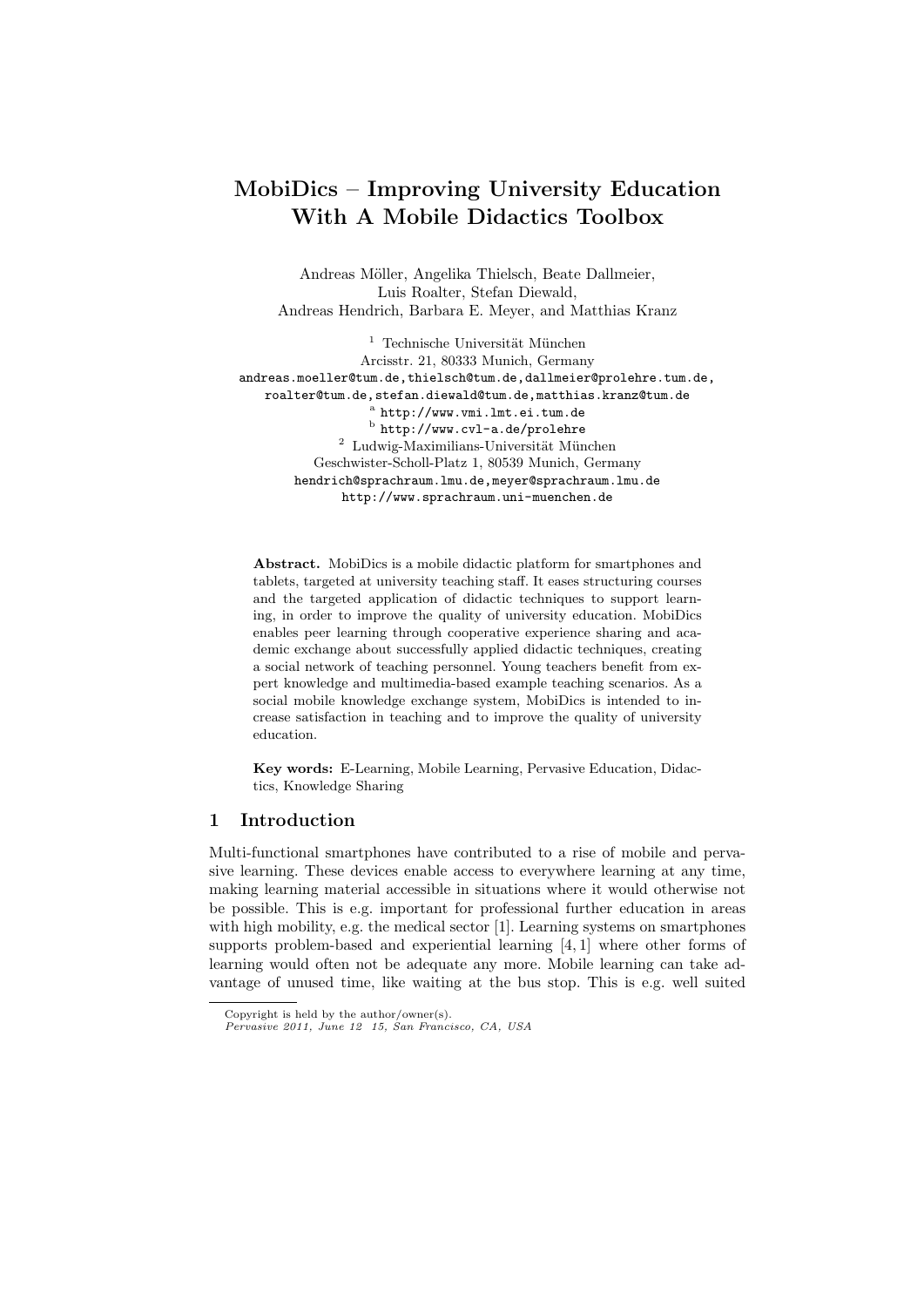# MobiDics – Improving University Education With A Mobile Didactics Toolbox

Andreas Möller, Angelika Thielsch, Beate Dallmeier, Luis Roalter, Stefan Diewald, Andreas Hendrich, Barbara E. Meyer, and Matthias Kranz

[1] Technische Universität München
Arcisstr. 21, 80333 Munich, Germany
andreas.moeller@tum.de,thielsch@tum.de,dallmeier@prolehre.tum.de,
roalter@tum.de,stefan.diewald@tum.de,matthias.kranz@tum.de
[a] http://www.vmi.lmt.ei.tum.de
[b] http://www.cvl-a.de/prolehre
[2] Ludwig-Maximilians-Universität München
Geschwister-Scholl-Platz 1, 80539 Munich, Germany
hendrich@sprachraum.lmu.de,meyer@sprachraum.lmu.de
http://www.sprachraum.uni-muenchen.de

**Abstract.** MobiDics is a mobile didactic platform for smartphones and tablets, targeted at university teaching staff. It eases structuring courses and the targeted application of didactic techniques to support learning, in order to improve the quality of university education. MobiDics enables peer learning through cooperative experience sharing and academic exchange about successfully applied didactic techniques, creating a social network of teaching personnel. Young teachers benefit from expert knowledge and multimedia-based example teaching scenarios. As a social mobile knowledge exchange system, MobiDics is intended to increase satisfaction in teaching and to improve the quality of university education.

**Key words:** E-Learning, Mobile Learning, Pervasive Education, Didactics, Knowledge Sharing

## 1 Introduction

Multi-functional smartphones have contributed to a rise of mobile and pervasive learning. These devices enable access to everywhere learning at any time, making learning material accessible in situations where it would otherwise not be possible. This is e.g. important for professional further education in areas with high mobility, e.g. the medical sector [1]. Learning systems on smartphones supports problem-based and experiential learning [4, 1] where other forms of learning would often not be adequate any more. Mobile learning can take advantage of unused time, like waiting at the bus stop. This is e.g. well suited

Copyright is held by the author/owner(s).
*Pervasive 2011, June 12 15, San Francisco, CA, USA*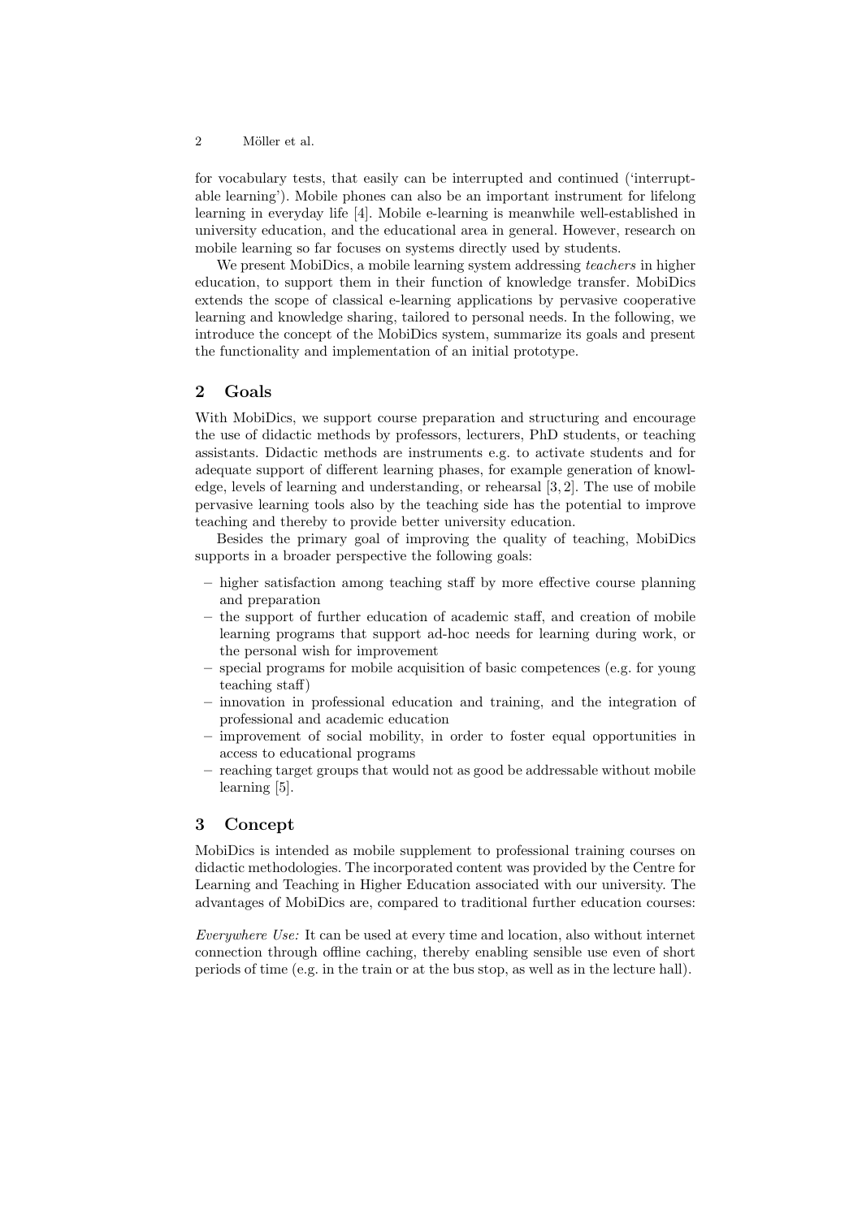for vocabulary tests, that easily can be interrupted and continued ('interruptable learning'). Mobile phones can also be an important instrument for lifelong learning in everyday life [4]. Mobile e-learning is meanwhile well-established in university education, and the educational area in general. However, research on mobile learning so far focuses on systems directly used by students.

We present MobiDics, a mobile learning system addressing *teachers* in higher education, to support them in their function of knowledge transfer. MobiDics extends the scope of classical e-learning applications by pervasive cooperative learning and knowledge sharing, tailored to personal needs. In the following, we introduce the concept of the MobiDics system, summarize its goals and present the functionality and implementation of an initial prototype.

## 2 Goals

With MobiDics, we support course preparation and structuring and encourage the use of didactic methods by professors, lecturers, PhD students, or teaching assistants. Didactic methods are instruments e.g. to activate students and for adequate support of different learning phases, for example generation of knowledge, levels of learning and understanding, or rehearsal [3, 2]. The use of mobile pervasive learning tools also by the teaching side has the potential to improve teaching and thereby to provide better university education.

Besides the primary goal of improving the quality of teaching, MobiDics supports in a broader perspective the following goals:

- higher satisfaction among teaching staff by more effective course planning and preparation
- the support of further education of academic staff, and creation of mobile learning programs that support ad-hoc needs for learning during work, or the personal wish for improvement
- special programs for mobile acquisition of basic competences (e.g. for young teaching staff)
- innovation in professional education and training, and the integration of professional and academic education
- improvement of social mobility, in order to foster equal opportunities in access to educational programs
- reaching target groups that would not as good be addressable without mobile learning [5].

## 3 Concept

MobiDics is intended as mobile supplement to professional training courses on didactic methodologies. The incorporated content was provided by the Centre for Learning and Teaching in Higher Education associated with our university. The advantages of MobiDics are, compared to traditional further education courses:

*Everywhere Use:* It can be used at every time and location, also without internet connection through offline caching, thereby enabling sensible use even of short periods of time (e.g. in the train or at the bus stop, as well as in the lecture hall).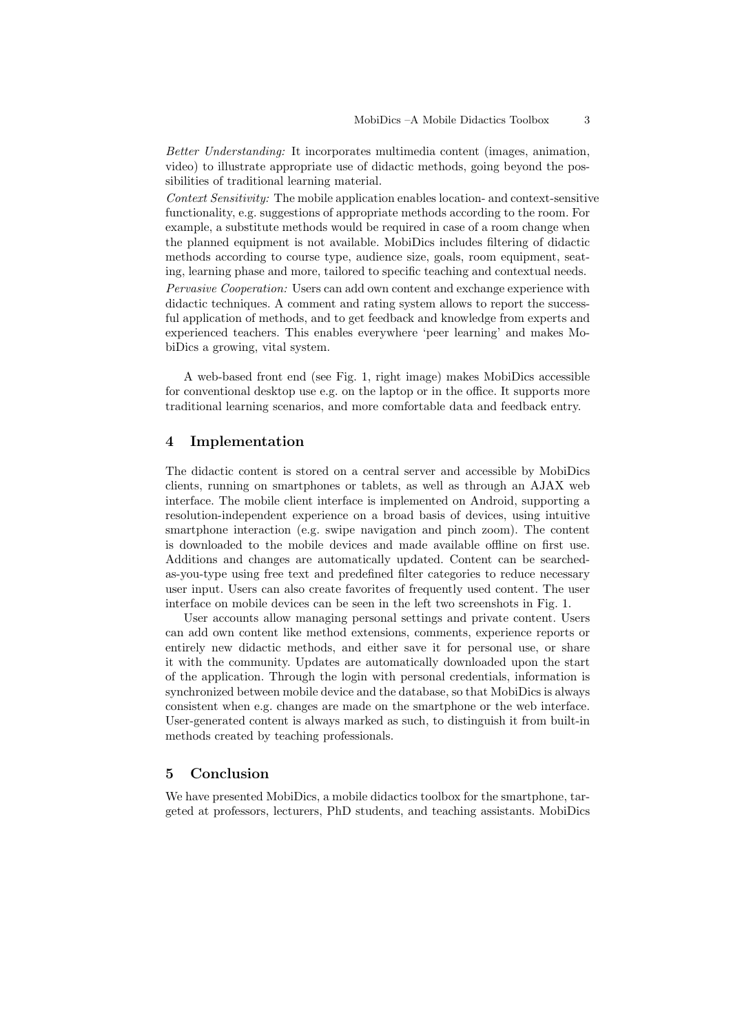*Better Understanding:* It incorporates multimedia content (images, animation, video) to illustrate appropriate use of didactic methods, going beyond the possibilities of traditional learning material.

*Context Sensitivity:* The mobile application enables location- and context-sensitive functionality, e.g. suggestions of appropriate methods according to the room. For example, a substitute methods would be required in case of a room change when the planned equipment is not available. MobiDics includes filtering of didactic methods according to course type, audience size, goals, room equipment, seating, learning phase and more, tailored to specific teaching and contextual needs.

*Pervasive Cooperation:* Users can add own content and exchange experience with didactic techniques. A comment and rating system allows to report the successful application of methods, and to get feedback and knowledge from experts and experienced teachers. This enables everywhere 'peer learning' and makes MobiDics a growing, vital system.

A web-based front end (see Fig. 1, right image) makes MobiDics accessible for conventional desktop use e.g. on the laptop or in the office. It supports more traditional learning scenarios, and more comfortable data and feedback entry.

## 4 Implementation

The didactic content is stored on a central server and accessible by MobiDics clients, running on smartphones or tablets, as well as through an AJAX web interface. The mobile client interface is implemented on Android, supporting a resolution-independent experience on a broad basis of devices, using intuitive smartphone interaction (e.g. swipe navigation and pinch zoom). The content is downloaded to the mobile devices and made available offline on first use. Additions and changes are automatically updated. Content can be searched-as-you-type using free text and predefined filter categories to reduce necessary user input. Users can also create favorites of frequently used content. The user interface on mobile devices can be seen in the left two screenshots in Fig. 1.

User accounts allow managing personal settings and private content. Users can add own content like method extensions, comments, experience reports or entirely new didactic methods, and either save it for personal use, or share it with the community. Updates are automatically downloaded upon the start of the application. Through the login with personal credentials, information is synchronized between mobile device and the database, so that MobiDics is always consistent when e.g. changes are made on the smartphone or the web interface. User-generated content is always marked as such, to distinguish it from built-in methods created by teaching professionals.

## 5 Conclusion

We have presented MobiDics, a mobile didactics toolbox for the smartphone, targeted at professors, lecturers, PhD students, and teaching assistants. MobiDics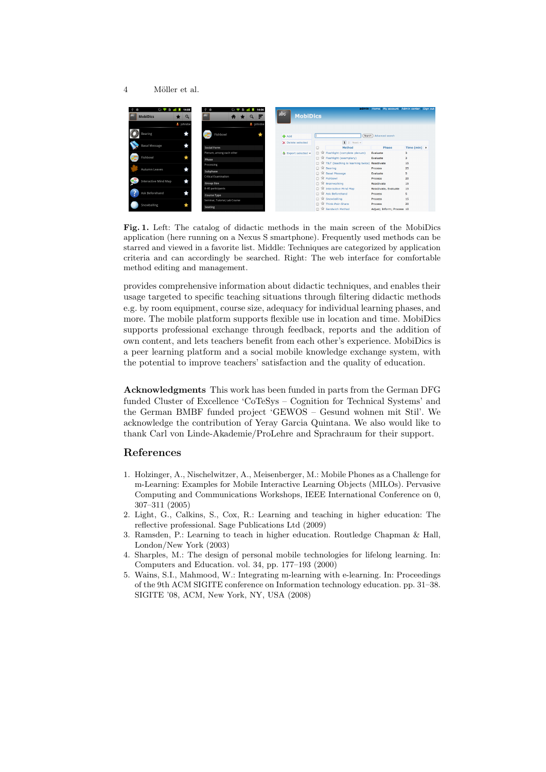**Fig. 1.** Left: The catalog of didactic methods in the main screen of the MobiDics application (here running on a Nexus S smartphone). Frequently used methods can be starred and viewed in a favorite list. Middle: Techniques are categorized by application criteria and can accordingly be searched. Right: The web interface for comfortable method editing and management.

provides comprehensive information about didactic techniques, and enables their usage targeted to specific teaching situations through filtering didactic methods e.g. by room equipment, course size, adequacy for individual learning phases, and more. The mobile platform supports flexible use in location and time. MobiDics supports professional exchange through feedback, reports and the addition of own content, and lets teachers benefit from each other's experience. MobiDics is a peer learning platform and a social mobile knowledge exchange system, with the potential to improve teachers' satisfaction and the quality of education.

**Acknowledgments** This work has been funded in parts from the German DFG funded Cluster of Excellence 'CoTeSys – Cognition for Technical Systems' and the German BMBF funded project 'GEWOS – Gesund wohnen mit Stil'. We acknowledge the contribution of Yeray Garcia Quintana. We also would like to thank Carl von Linde-Akademie/ProLehre and Sprachraum for their support.

## References

1. Holzinger, A., Nischelwitzer, A., Meisenberger, M.: Mobile Phones as a Challenge for m-Learning: Examples for Mobile Interactive Learning Objects (MILOs). Pervasive Computing and Communications Workshops, IEEE International Conference on 0, 307–311 (2005)
2. Light, G., Calkins, S., Cox, R.: Learning and teaching in higher education: The reflective professional. Sage Publications Ltd (2009)
3. Ramsden, P.: Learning to teach in higher education. Routledge Chapman & Hall, London/New York (2003)
4. Sharples, M.: The design of personal mobile technologies for lifelong learning. In: Computers and Education. vol. 34, pp. 177–193 (2000)
5. Wains, S.I., Mahmood, W.: Integrating m-learning with e-learning. In: Proceedings of the 9th ACM SIGITE conference on Information technology education. pp. 31–38. SIGITE '08, ACM, New York, NY, USA (2008)